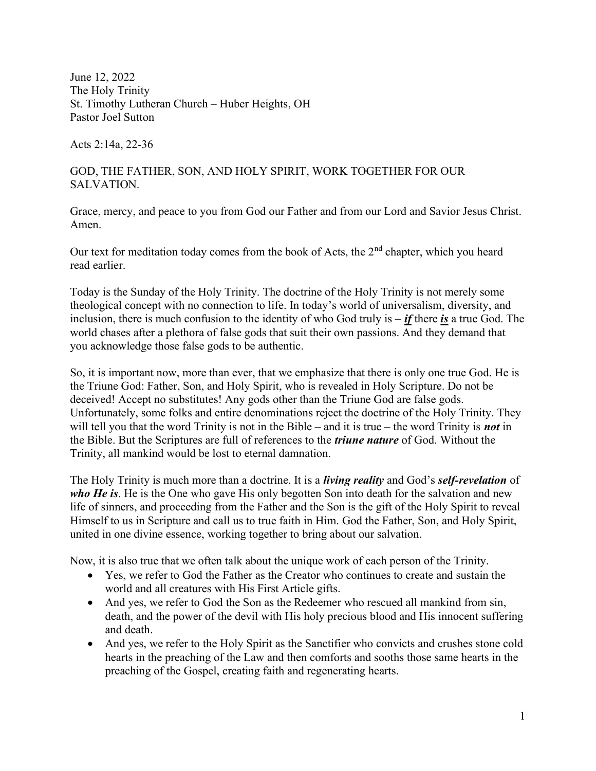June 12, 2022
The Holy Trinity
St. Timothy Lutheran Church – Huber Heights, OH
Pastor Joel Sutton

Acts 2:14a, 22-36

GOD, THE FATHER, SON, AND HOLY SPIRIT, WORK TOGETHER FOR OUR SALVATION.

Grace, mercy, and peace to you from God our Father and from our Lord and Savior Jesus Christ. Amen.

Our text for meditation today comes from the book of Acts, the 2nd chapter, which you heard read earlier.

Today is the Sunday of the Holy Trinity. The doctrine of the Holy Trinity is not merely some theological concept with no connection to life. In today's world of universalism, diversity, and inclusion, there is much confusion to the identity of who God truly is – ***if*** there ***is*** a true God. The world chases after a plethora of false gods that suit their own passions. And they demand that you acknowledge those false gods to be authentic.

So, it is important now, more than ever, that we emphasize that there is only one true God. He is the Triune God: Father, Son, and Holy Spirit, who is revealed in Holy Scripture. Do not be deceived! Accept no substitutes! Any gods other than the Triune God are false gods. Unfortunately, some folks and entire denominations reject the doctrine of the Holy Trinity. They will tell you that the word Trinity is not in the Bible – and it is true – the word Trinity is ***not*** in the Bible. But the Scriptures are full of references to the ***triune nature*** of God. Without the Trinity, all mankind would be lost to eternal damnation.

The Holy Trinity is much more than a doctrine. It is a ***living reality*** and God's ***self-revelation*** of ***who He is***. He is the One who gave His only begotten Son into death for the salvation and new life of sinners, and proceeding from the Father and the Son is the gift of the Holy Spirit to reveal Himself to us in Scripture and call us to true faith in Him. God the Father, Son, and Holy Spirit, united in one divine essence, working together to bring about our salvation.

Now, it is also true that we often talk about the unique work of each person of the Trinity.

- Yes, we refer to God the Father as the Creator who continues to create and sustain the world and all creatures with His First Article gifts.
- And yes, we refer to God the Son as the Redeemer who rescued all mankind from sin, death, and the power of the devil with His holy precious blood and His innocent suffering and death.
- And yes, we refer to the Holy Spirit as the Sanctifier who convicts and crushes stone cold hearts in the preaching of the Law and then comforts and sooths those same hearts in the preaching of the Gospel, creating faith and regenerating hearts.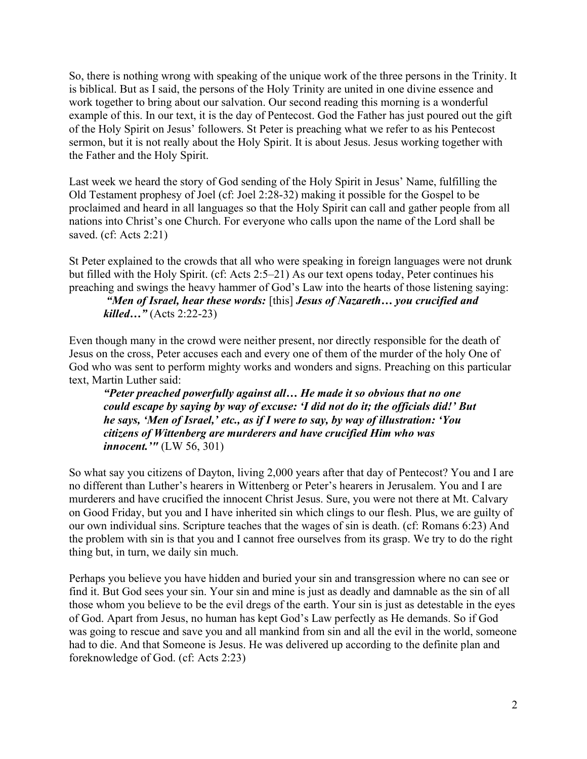So, there is nothing wrong with speaking of the unique work of the three persons in the Trinity. It is biblical. But as I said, the persons of the Holy Trinity are united in one divine essence and work together to bring about our salvation. Our second reading this morning is a wonderful example of this. In our text, it is the day of Pentecost. God the Father has just poured out the gift of the Holy Spirit on Jesus' followers. St Peter is preaching what we refer to as his Pentecost sermon, but it is not really about the Holy Spirit. It is about Jesus. Jesus working together with the Father and the Holy Spirit.

Last week we heard the story of God sending of the Holy Spirit in Jesus' Name, fulfilling the Old Testament prophesy of Joel (cf: Joel 2:28-32) making it possible for the Gospel to be proclaimed and heard in all languages so that the Holy Spirit can call and gather people from all nations into Christ's one Church. For everyone who calls upon the name of the Lord shall be saved. (cf: Acts 2:21)

St Peter explained to the crowds that all who were speaking in foreign languages were not drunk but filled with the Holy Spirit. (cf: Acts 2:5–21) As our text opens today, Peter continues his preaching and swings the heavy hammer of God's Law into the hearts of those listening saying:

> ***"Men of Israel, hear these words:*** [this] ***Jesus of Nazareth… you crucified and killed…"*** (Acts 2:22-23)

Even though many in the crowd were neither present, nor directly responsible for the death of Jesus on the cross, Peter accuses each and every one of them of the murder of the holy One of God who was sent to perform mighty works and wonders and signs. Preaching on this particular text, Martin Luther said:

> ***"Peter preached powerfully against all… He made it so obvious that no one could escape by saying by way of excuse: 'I did not do it; the officials did!' But he says, 'Men of Israel,' etc., as if I were to say, by way of illustration: 'You citizens of Wittenberg are murderers and have crucified Him who was innocent.'"*** (LW 56, 301)

So what say you citizens of Dayton, living 2,000 years after that day of Pentecost? You and I are no different than Luther's hearers in Wittenberg or Peter's hearers in Jerusalem. You and I are murderers and have crucified the innocent Christ Jesus. Sure, you were not there at Mt. Calvary on Good Friday, but you and I have inherited sin which clings to our flesh. Plus, we are guilty of our own individual sins. Scripture teaches that the wages of sin is death. (cf: Romans 6:23) And the problem with sin is that you and I cannot free ourselves from its grasp. We try to do the right thing but, in turn, we daily sin much.

Perhaps you believe you have hidden and buried your sin and transgression where no can see or find it. But God sees your sin. Your sin and mine is just as deadly and damnable as the sin of all those whom you believe to be the evil dregs of the earth. Your sin is just as detestable in the eyes of God. Apart from Jesus, no human has kept God's Law perfectly as He demands. So if God was going to rescue and save you and all mankind from sin and all the evil in the world, someone had to die. And that Someone is Jesus. He was delivered up according to the definite plan and foreknowledge of God. (cf: Acts 2:23)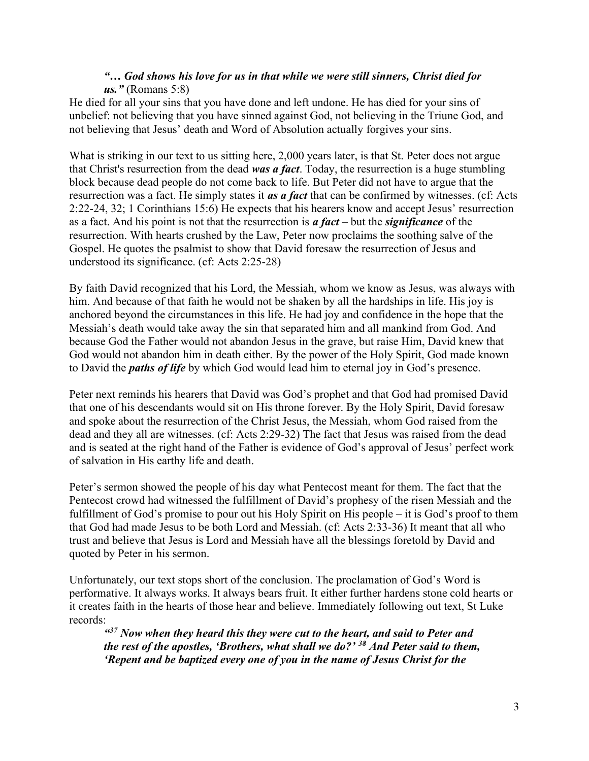> ***"… God shows his love for us in that while we were still sinners, Christ died for us."*** (Romans 5:8)

He died for all your sins that you have done and left undone. He has died for your sins of unbelief: not believing that you have sinned against God, not believing in the Triune God, and not believing that Jesus' death and Word of Absolution actually forgives your sins.

What is striking in our text to us sitting here, 2,000 years later, is that St. Peter does not argue that Christ's resurrection from the dead ***was a fact***. Today, the resurrection is a huge stumbling block because dead people do not come back to life. But Peter did not have to argue that the resurrection was a fact. He simply states it ***as a fact*** that can be confirmed by witnesses. (cf: Acts 2:22-24, 32; 1 Corinthians 15:6) He expects that his hearers know and accept Jesus' resurrection as a fact. And his point is not that the resurrection is ***a fact*** – but the ***significance*** of the resurrection. With hearts crushed by the Law, Peter now proclaims the soothing salve of the Gospel. He quotes the psalmist to show that David foresaw the resurrection of Jesus and understood its significance. (cf: Acts 2:25-28)

By faith David recognized that his Lord, the Messiah, whom we know as Jesus, was always with him. And because of that faith he would not be shaken by all the hardships in life. His joy is anchored beyond the circumstances in this life. He had joy and confidence in the hope that the Messiah's death would take away the sin that separated him and all mankind from God. And because God the Father would not abandon Jesus in the grave, but raise Him, David knew that God would not abandon him in death either. By the power of the Holy Spirit, God made known to David the ***paths of life*** by which God would lead him to eternal joy in God's presence.

Peter next reminds his hearers that David was God's prophet and that God had promised David that one of his descendants would sit on His throne forever. By the Holy Spirit, David foresaw and spoke about the resurrection of the Christ Jesus, the Messiah, whom God raised from the dead and they all are witnesses. (cf: Acts 2:29-32) The fact that Jesus was raised from the dead and is seated at the right hand of the Father is evidence of God's approval of Jesus' perfect work of salvation in His earthy life and death.

Peter's sermon showed the people of his day what Pentecost meant for them. The fact that the Pentecost crowd had witnessed the fulfillment of David's prophesy of the risen Messiah and the fulfillment of God's promise to pour out his Holy Spirit on His people – it is God's proof to them that God had made Jesus to be both Lord and Messiah. (cf: Acts 2:33-36) It meant that all who trust and believe that Jesus is Lord and Messiah have all the blessings foretold by David and quoted by Peter in his sermon.

Unfortunately, our text stops short of the conclusion. The proclamation of God's Word is performative. It always works. It always bears fruit. It either further hardens stone cold hearts or it creates faith in the hearts of those hear and believe. Immediately following out text, St Luke records:

> ***"[37] Now when they heard this they were cut to the heart, and said to Peter and the rest of the apostles, 'Brothers, what shall we do?' [38] And Peter said to them, 'Repent and be baptized every one of you in the name of Jesus Christ for the***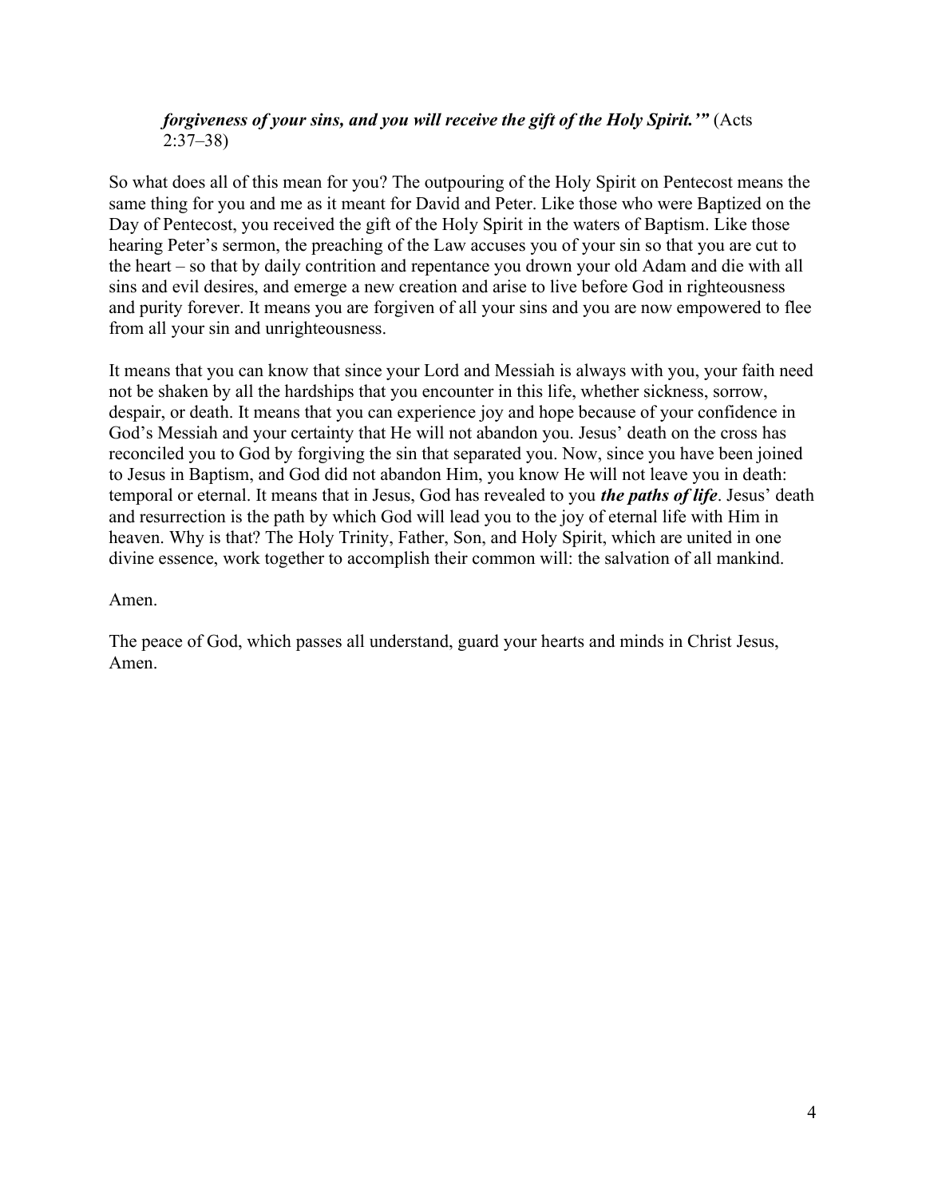***forgiveness of your sins, and you will receive the gift of the Holy Spirit.'"*** (Acts 2:37–38)

So what does all of this mean for you? The outpouring of the Holy Spirit on Pentecost means the same thing for you and me as it meant for David and Peter. Like those who were Baptized on the Day of Pentecost, you received the gift of the Holy Spirit in the waters of Baptism. Like those hearing Peter's sermon, the preaching of the Law accuses you of your sin so that you are cut to the heart – so that by daily contrition and repentance you drown your old Adam and die with all sins and evil desires, and emerge a new creation and arise to live before God in righteousness and purity forever. It means you are forgiven of all your sins and you are now empowered to flee from all your sin and unrighteousness.

It means that you can know that since your Lord and Messiah is always with you, your faith need not be shaken by all the hardships that you encounter in this life, whether sickness, sorrow, despair, or death. It means that you can experience joy and hope because of your confidence in God's Messiah and your certainty that He will not abandon you. Jesus' death on the cross has reconciled you to God by forgiving the sin that separated you. Now, since you have been joined to Jesus in Baptism, and God did not abandon Him, you know He will not leave you in death: temporal or eternal. It means that in Jesus, God has revealed to you ***the paths of life***. Jesus' death and resurrection is the path by which God will lead you to the joy of eternal life with Him in heaven. Why is that? The Holy Trinity, Father, Son, and Holy Spirit, which are united in one divine essence, work together to accomplish their common will: the salvation of all mankind.

Amen.

The peace of God, which passes all understand, guard your hearts and minds in Christ Jesus, Amen.